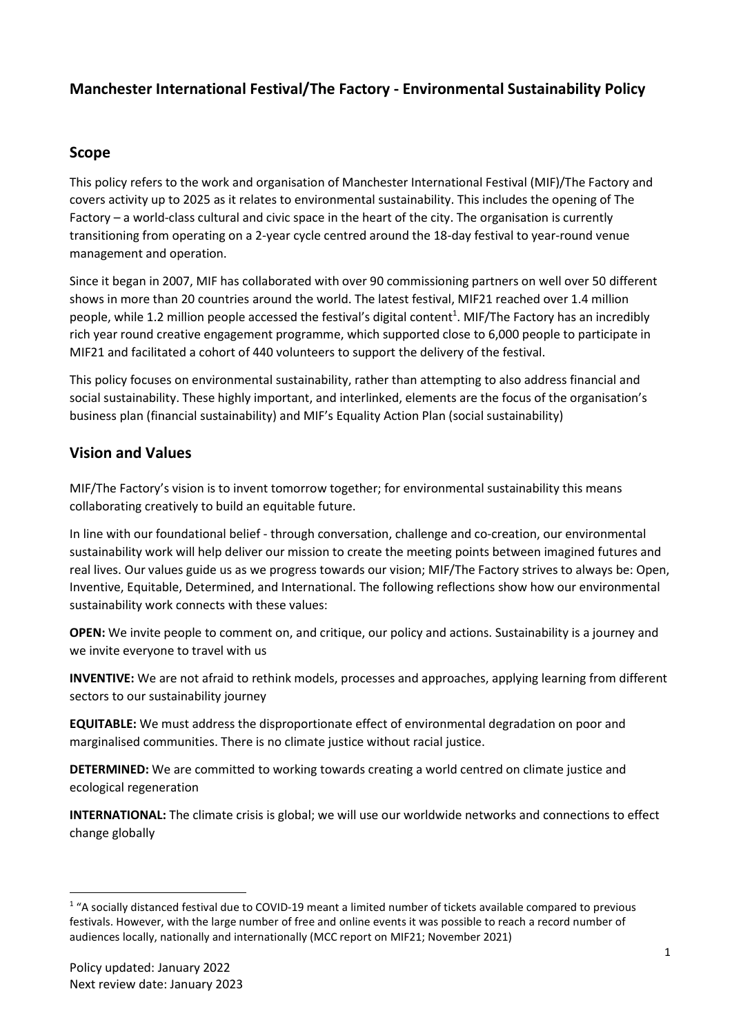# Manchester International Festival/The Factory - Environmental Sustainability Policy

## Scope

This policy refers to the work and organisation of Manchester International Festival (MIF)/The Factory and covers activity up to 2025 as it relates to environmental sustainability. This includes the opening of The Factory – a world-class cultural and civic space in the heart of the city. The organisation is currently transitioning from operating on a 2-year cycle centred around the 18-day festival to year-round venue management and operation.

Since it began in 2007, MIF has collaborated with over 90 commissioning partners on well over 50 different shows in more than 20 countries around the world. The latest festival, MIF21 reached over 1.4 million people, while 1.2 million people accessed the festival's digital content[1]. MIF/The Factory has an incredibly rich year round creative engagement programme, which supported close to 6,000 people to participate in MIF21 and facilitated a cohort of 440 volunteers to support the delivery of the festival.

This policy focuses on environmental sustainability, rather than attempting to also address financial and social sustainability. These highly important, and interlinked, elements are the focus of the organisation's business plan (financial sustainability) and MIF's Equality Action Plan (social sustainability)

## Vision and Values

MIF/The Factory's vision is to invent tomorrow together; for environmental sustainability this means collaborating creatively to build an equitable future.

In line with our foundational belief - through conversation, challenge and co-creation, our environmental sustainability work will help deliver our mission to create the meeting points between imagined futures and real lives. Our values guide us as we progress towards our vision; MIF/The Factory strives to always be: Open, Inventive, Equitable, Determined, and International. The following reflections show how our environmental sustainability work connects with these values:

**OPEN:** We invite people to comment on, and critique, our policy and actions. Sustainability is a journey and we invite everyone to travel with us

**INVENTIVE:** We are not afraid to rethink models, processes and approaches, applying learning from different sectors to our sustainability journey

**EQUITABLE:** We must address the disproportionate effect of environmental degradation on poor and marginalised communities. There is no climate justice without racial justice.

**DETERMINED:** We are committed to working towards creating a world centred on climate justice and ecological regeneration

**INTERNATIONAL:** The climate crisis is global; we will use our worldwide networks and connections to effect change globally

[1] "A socially distanced festival due to COVID-19 meant a limited number of tickets available compared to previous festivals. However, with the large number of free and online events it was possible to reach a record number of audiences locally, nationally and internationally (MCC report on MIF21; November 2021)

Policy updated: January 2022
Next review date: January 2023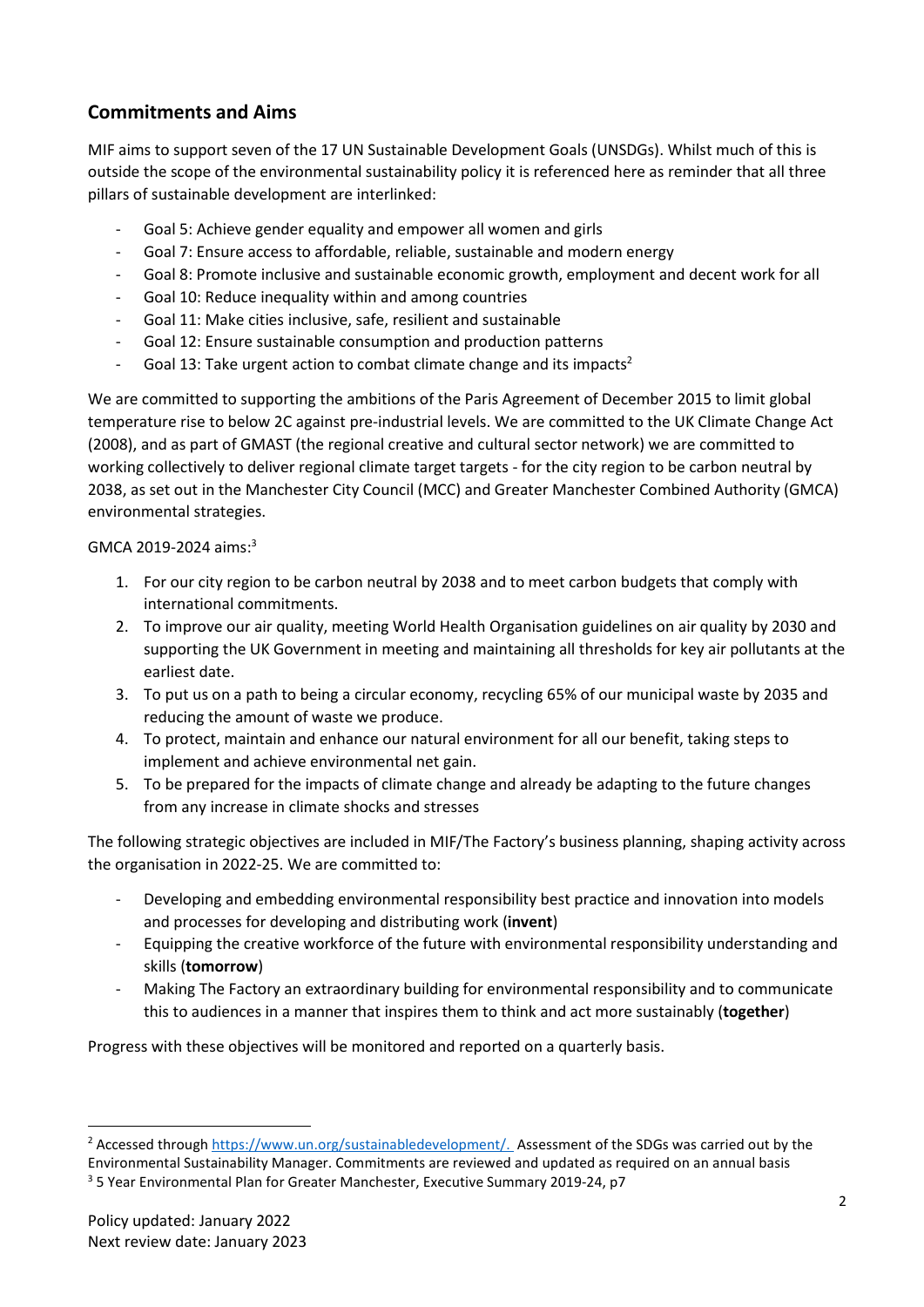## Commitments and Aims

MIF aims to support seven of the 17 UN Sustainable Development Goals (UNSDGs). Whilst much of this is outside the scope of the environmental sustainability policy it is referenced here as reminder that all three pillars of sustainable development are interlinked:

- Goal 5: Achieve gender equality and empower all women and girls
- Goal 7: Ensure access to affordable, reliable, sustainable and modern energy
- Goal 8: Promote inclusive and sustainable economic growth, employment and decent work for all
- Goal 10: Reduce inequality within and among countries
- Goal 11: Make cities inclusive, safe, resilient and sustainable
- Goal 12: Ensure sustainable consumption and production patterns
- Goal 13: Take urgent action to combat climate change and its impacts[2]

We are committed to supporting the ambitions of the Paris Agreement of December 2015 to limit global temperature rise to below 2C against pre-industrial levels. We are committed to the UK Climate Change Act (2008), and as part of GMAST (the regional creative and cultural sector network) we are committed to working collectively to deliver regional climate target targets - for the city region to be carbon neutral by 2038, as set out in the Manchester City Council (MCC) and Greater Manchester Combined Authority (GMCA) environmental strategies.

GMCA 2019-2024 aims:[3]

1. For our city region to be carbon neutral by 2038 and to meet carbon budgets that comply with international commitments.
2. To improve our air quality, meeting World Health Organisation guidelines on air quality by 2030 and supporting the UK Government in meeting and maintaining all thresholds for key air pollutants at the earliest date.
3. To put us on a path to being a circular economy, recycling 65% of our municipal waste by 2035 and reducing the amount of waste we produce.
4. To protect, maintain and enhance our natural environment for all our benefit, taking steps to implement and achieve environmental net gain.
5. To be prepared for the impacts of climate change and already be adapting to the future changes from any increase in climate shocks and stresses

The following strategic objectives are included in MIF/The Factory's business planning, shaping activity across the organisation in 2022-25. We are committed to:

- Developing and embedding environmental responsibility best practice and innovation into models and processes for developing and distributing work (**invent**)
- Equipping the creative workforce of the future with environmental responsibility understanding and skills (**tomorrow**)
- Making The Factory an extraordinary building for environmental responsibility and to communicate this to audiences in a manner that inspires them to think and act more sustainably (**together**)

Progress with these objectives will be monitored and reported on a quarterly basis.

---

[2] Accessed through https://www.un.org/sustainabledevelopment/. Assessment of the SDGs was carried out by the Environmental Sustainability Manager. Commitments are reviewed and updated as required on an annual basis

[3] 5 Year Environmental Plan for Greater Manchester, Executive Summary 2019-24, p7

Policy updated: January 2022
Next review date: January 2023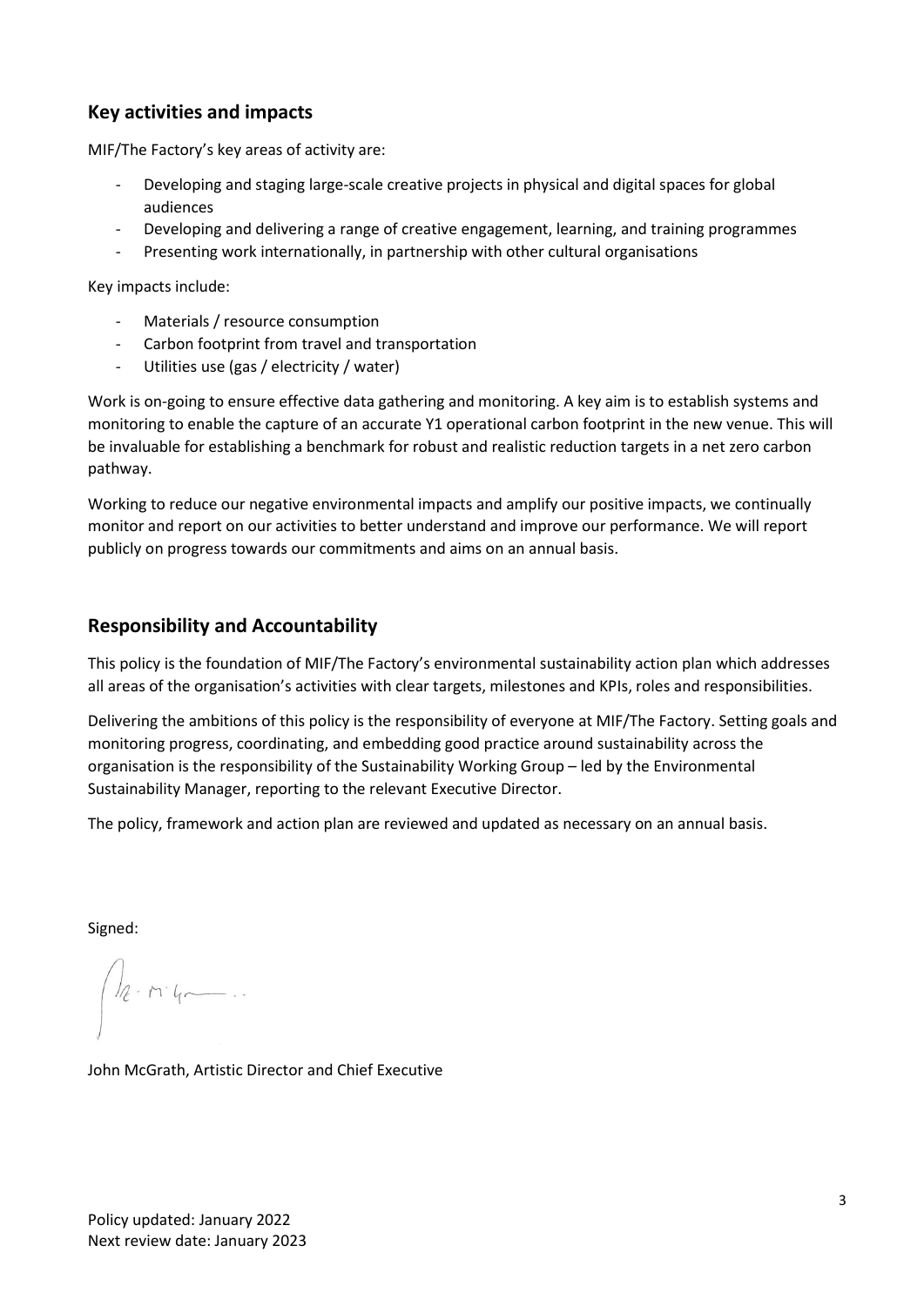## Key activities and impacts

MIF/The Factory's key areas of activity are:

- Developing and staging large-scale creative projects in physical and digital spaces for global audiences
- Developing and delivering a range of creative engagement, learning, and training programmes
- Presenting work internationally, in partnership with other cultural organisations

Key impacts include:

- Materials / resource consumption
- Carbon footprint from travel and transportation
- Utilities use (gas / electricity / water)

Work is on-going to ensure effective data gathering and monitoring. A key aim is to establish systems and monitoring to enable the capture of an accurate Y1 operational carbon footprint in the new venue. This will be invaluable for establishing a benchmark for robust and realistic reduction targets in a net zero carbon pathway.

Working to reduce our negative environmental impacts and amplify our positive impacts, we continually monitor and report on our activities to better understand and improve our performance. We will report publicly on progress towards our commitments and aims on an annual basis.

## Responsibility and Accountability

This policy is the foundation of MIF/The Factory's environmental sustainability action plan which addresses all areas of the organisation's activities with clear targets, milestones and KPIs, roles and responsibilities.

Delivering the ambitions of this policy is the responsibility of everyone at MIF/The Factory. Setting goals and monitoring progress, coordinating, and embedding good practice around sustainability across the organisation is the responsibility of the Sustainability Working Group – led by the Environmental Sustainability Manager, reporting to the relevant Executive Director.

The policy, framework and action plan are reviewed and updated as necessary on an annual basis.

Signed:

John McGrath, Artistic Director and Chief Executive

Policy updated: January 2022
Next review date: January 2023